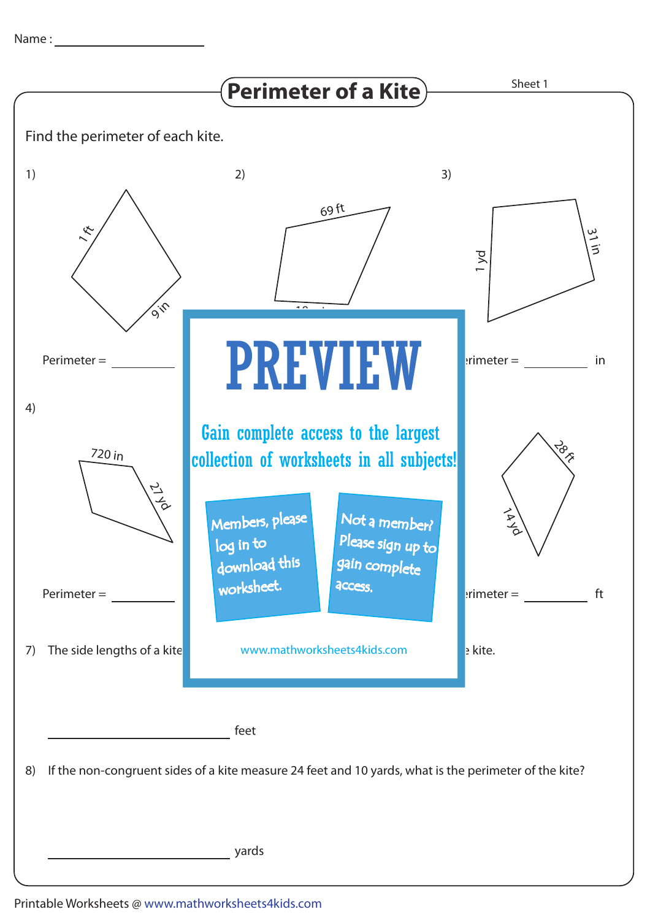Name : ____________________

# Perimeter of a Kite

Sheet 1

Find the perimeter of each kite.

1)

1 ft

9 in

Perimeter = ________

2)

69 ft

3)

1 yd

31 in

Perimeter = ________ in

4)

720 in

27 yd

Perimeter = ________

14 yd

28 ft

Perimeter = ________ ft

PREVIEW

Gain complete access to the largest collection of worksheets in all subjects!

Members, please log in to download this worksheet.

Not a member? Please sign up to gain complete access.

www.mathworksheets4kids.com

7) The side lengths of a kite ... kite.

________________________ feet

8) If the non-congruent sides of a kite measure 24 feet and 10 yards, what is the perimeter of the kite?

________________________ yards

Printable Worksheets @ www.mathworksheets4kids.com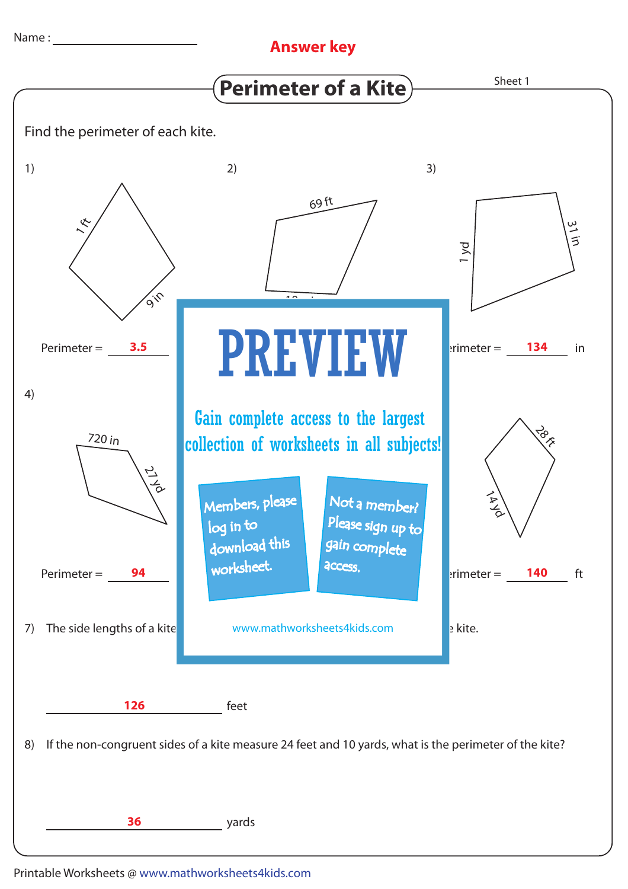Name : ____________________

**Answer key**

# Perimeter of a Kite

Sheet 1

Find the perimeter of each kite.

1)

1 ft

9 in

Perimeter = **3.5**

2)

69 ft

3)

1 yd

31 in

Perimeter = **134** in

4)

720 in

27 yd

Perimeter = **94**

14 yd

28 ft

Perimeter = **140** ft

PREVIEW

Gain complete access to the largest collection of worksheets in all subjects!

Members, please log in to download this worksheet.

Not a member? Please sign up to gain complete access.

www.mathworksheets4kids.com

7) The side lengths of a kite ... kite.

**126** feet

8) If the non-congruent sides of a kite measure 24 feet and 10 yards, what is the perimeter of the kite?

**36** yards

Printable Worksheets @ www.mathworksheets4kids.com